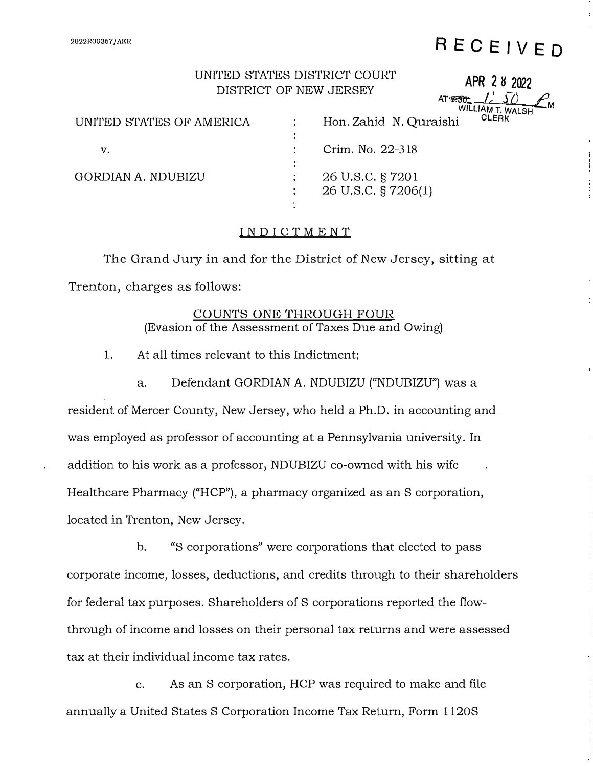2022R00367/AER

**RECEIVED**

APR 28 2022

AT 1:50 PM
WILLIAM T. WALSH
CLERK

UNITED STATES DISTRICT COURT
DISTRICT OF NEW JERSEY

| | | |
|---|---|---|
| UNITED STATES OF AMERICA | : | Hon. Zahid N. Quraishi |
| v. | : | Crim. No. 22-318 |
| GORDIAN A. NDUBIZU | : | 26 U.S.C. § 7201<br>26 U.S.C. § 7206(1) |

## INDICTMENT

The Grand Jury in and for the District of New Jersey, sitting at Trenton, charges as follows:

### COUNTS ONE THROUGH FOUR
(Evasion of the Assessment of Taxes Due and Owing)

1. At all times relevant to this Indictment:

   a. Defendant GORDIAN A. NDUBIZU ("NDUBIZU") was a resident of Mercer County, New Jersey, who held a Ph.D. in accounting and was employed as professor of accounting at a Pennsylvania university. In addition to his work as a professor, NDUBIZU co-owned with his wife Healthcare Pharmacy ("HCP"), a pharmacy organized as an S corporation, located in Trenton, New Jersey.

   b. "S corporations" were corporations that elected to pass corporate income, losses, deductions, and credits through to their shareholders for federal tax purposes. Shareholders of S corporations reported the flow-through of income and losses on their personal tax returns and were assessed tax at their individual income tax rates.

   c. As an S corporation, HCP was required to make and file annually a United States S Corporation Income Tax Return, Form 1120S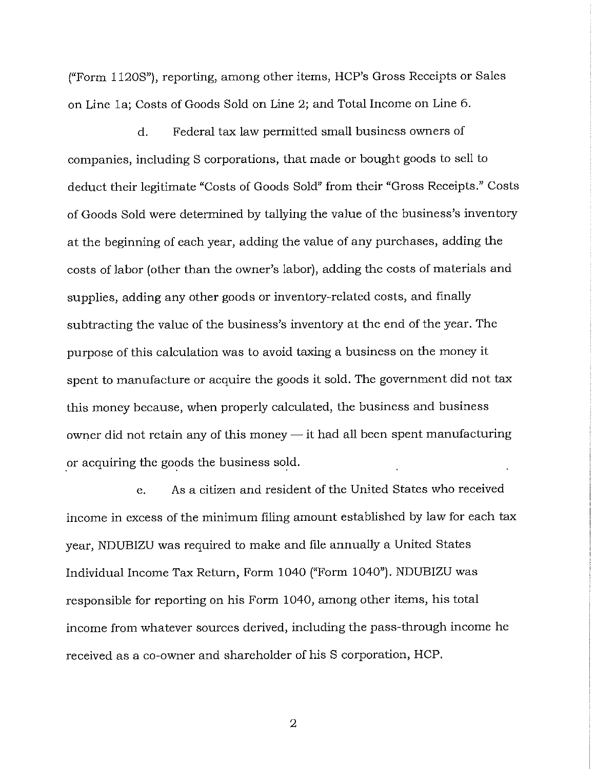("Form 1120S"), reporting, among other items, HCP's Gross Receipts or Sales on Line 1a; Costs of Goods Sold on Line 2; and Total Income on Line 6.

d. Federal tax law permitted small business owners of companies, including S corporations, that made or bought goods to sell to deduct their legitimate "Costs of Goods Sold" from their "Gross Receipts." Costs of Goods Sold were determined by tallying the value of the business's inventory at the beginning of each year, adding the value of any purchases, adding the costs of labor (other than the owner's labor), adding the costs of materials and supplies, adding any other goods or inventory-related costs, and finally subtracting the value of the business's inventory at the end of the year. The purpose of this calculation was to avoid taxing a business on the money it spent to manufacture or acquire the goods it sold. The government did not tax this money because, when properly calculated, the business and business owner did not retain any of this money — it had all been spent manufacturing or acquiring the goods the business sold.

e. As a citizen and resident of the United States who received income in excess of the minimum filing amount established by law for each tax year, NDUBIZU was required to make and file annually a United States Individual Income Tax Return, Form 1040 ("Form 1040"). NDUBIZU was responsible for reporting on his Form 1040, among other items, his total income from whatever sources derived, including the pass-through income he received as a co-owner and shareholder of his S corporation, HCP.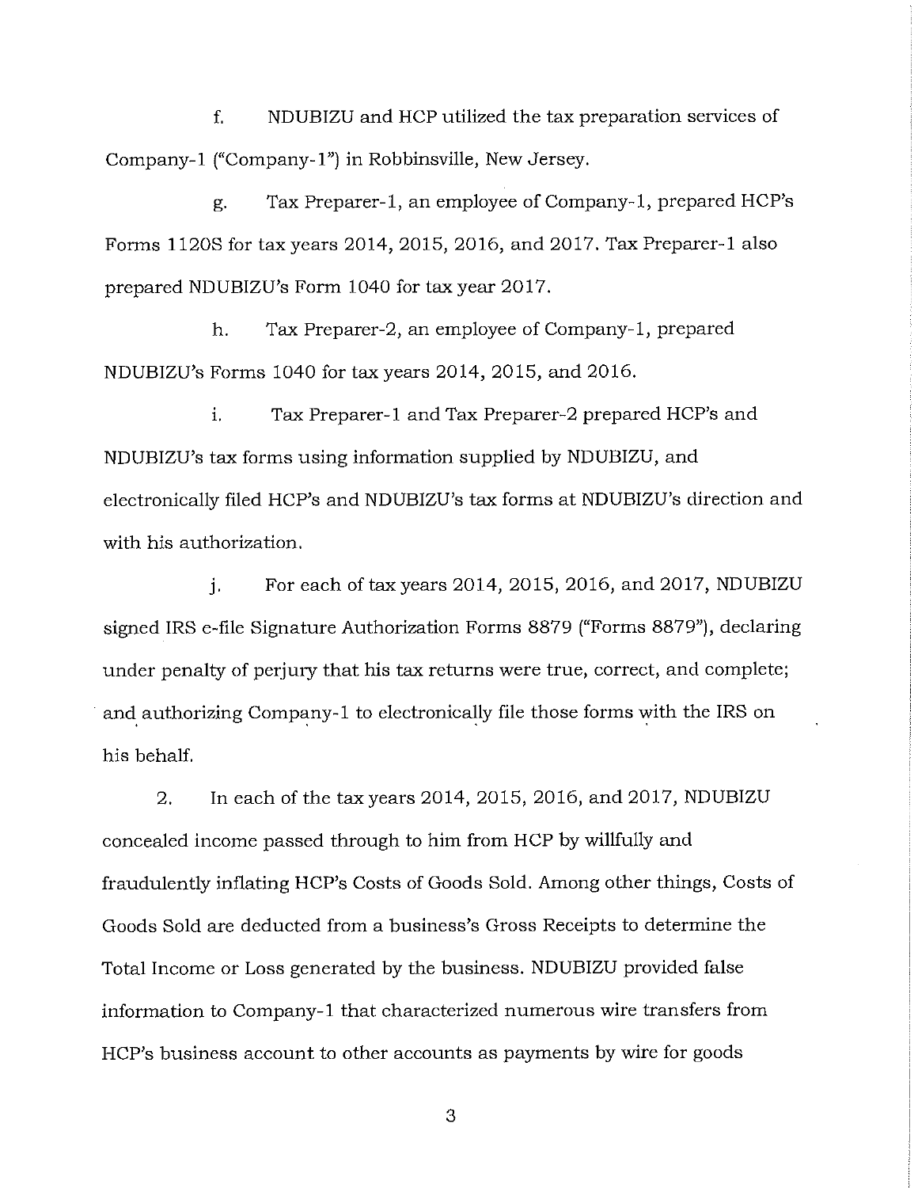f. NDUBIZU and HCP utilized the tax preparation services of Company-1 ("Company-1") in Robbinsville, New Jersey.

g. Tax Preparer-1, an employee of Company-1, prepared HCP's Forms 1120S for tax years 2014, 2015, 2016, and 2017. Tax Preparer-1 also prepared NDUBIZU's Form 1040 for tax year 2017.

h. Tax Preparer-2, an employee of Company-1, prepared NDUBIZU's Forms 1040 for tax years 2014, 2015, and 2016.

i. Tax Preparer-1 and Tax Preparer-2 prepared HCP's and NDUBIZU's tax forms using information supplied by NDUBIZU, and electronically filed HCP's and NDUBIZU's tax forms at NDUBIZU's direction and with his authorization.

j. For each of tax years 2014, 2015, 2016, and 2017, NDUBIZU signed IRS e-file Signature Authorization Forms 8879 ("Forms 8879"), declaring under penalty of perjury that his tax returns were true, correct, and complete; and authorizing Company-1 to electronically file those forms with the IRS on his behalf.

2. In each of the tax years 2014, 2015, 2016, and 2017, NDUBIZU concealed income passed through to him from HCP by willfully and fraudulently inflating HCP's Costs of Goods Sold. Among other things, Costs of Goods Sold are deducted from a business's Gross Receipts to determine the Total Income or Loss generated by the business. NDUBIZU provided false information to Company-1 that characterized numerous wire transfers from HCP's business account to other accounts as payments by wire for goods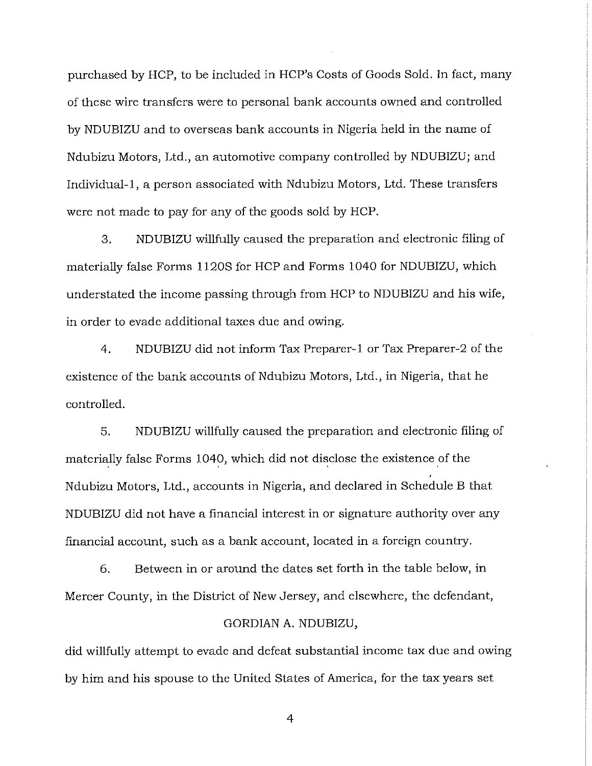purchased by HCP, to be included in HCP's Costs of Goods Sold. In fact, many of these wire transfers were to personal bank accounts owned and controlled by NDUBIZU and to overseas bank accounts in Nigeria held in the name of Ndubizu Motors, Ltd., an automotive company controlled by NDUBIZU; and Individual-1, a person associated with Ndubizu Motors, Ltd. These transfers were not made to pay for any of the goods sold by HCP.

3. NDUBIZU willfully caused the preparation and electronic filing of materially false Forms 1120S for HCP and Forms 1040 for NDUBIZU, which understated the income passing through from HCP to NDUBIZU and his wife, in order to evade additional taxes due and owing.

4. NDUBIZU did not inform Tax Preparer-1 or Tax Preparer-2 of the existence of the bank accounts of Ndubizu Motors, Ltd., in Nigeria, that he controlled.

5. NDUBIZU willfully caused the preparation and electronic filing of materially false Forms 1040, which did not disclose the existence of the Ndubizu Motors, Ltd., accounts in Nigeria, and declared in Schedule B that NDUBIZU did not have a financial interest in or signature authority over any financial account, such as a bank account, located in a foreign country.

6. Between in or around the dates set forth in the table below, in Mercer County, in the District of New Jersey, and elsewhere, the defendant,

GORDIAN A. NDUBIZU,

did willfully attempt to evade and defeat substantial income tax due and owing by him and his spouse to the United States of America, for the tax years set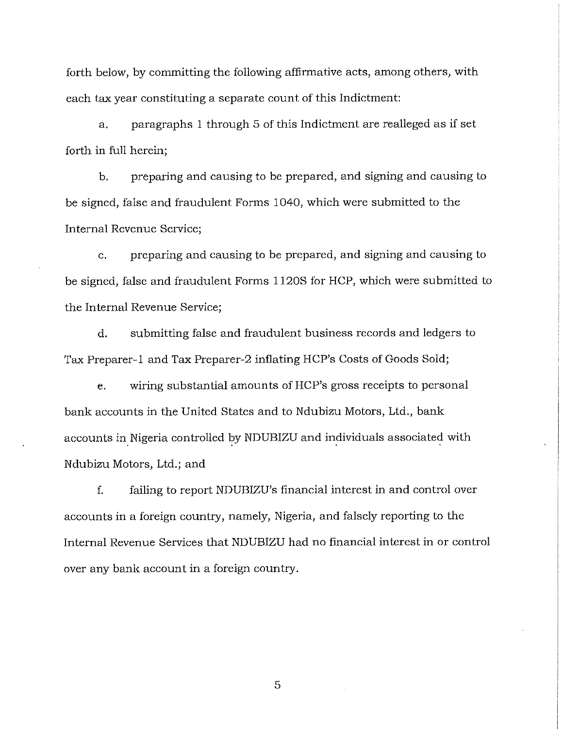forth below, by committing the following affirmative acts, among others, with each tax year constituting a separate count of this Indictment:

a. paragraphs 1 through 5 of this Indictment are realleged as if set forth in full herein;

b. preparing and causing to be prepared, and signing and causing to be signed, false and fraudulent Forms 1040, which were submitted to the Internal Revenue Service;

c. preparing and causing to be prepared, and signing and causing to be signed, false and fraudulent Forms 1120S for HCP, which were submitted to the Internal Revenue Service;

d. submitting false and fraudulent business records and ledgers to Tax Preparer-1 and Tax Preparer-2 inflating HCP's Costs of Goods Sold;

e. wiring substantial amounts of HCP's gross receipts to personal bank accounts in the United States and to Ndubizu Motors, Ltd., bank accounts in Nigeria controlled by NDUBIZU and individuals associated with Ndubizu Motors, Ltd.; and

f. failing to report NDUBIZU's financial interest in and control over accounts in a foreign country, namely, Nigeria, and falsely reporting to the Internal Revenue Services that NDUBIZU had no financial interest in or control over any bank account in a foreign country.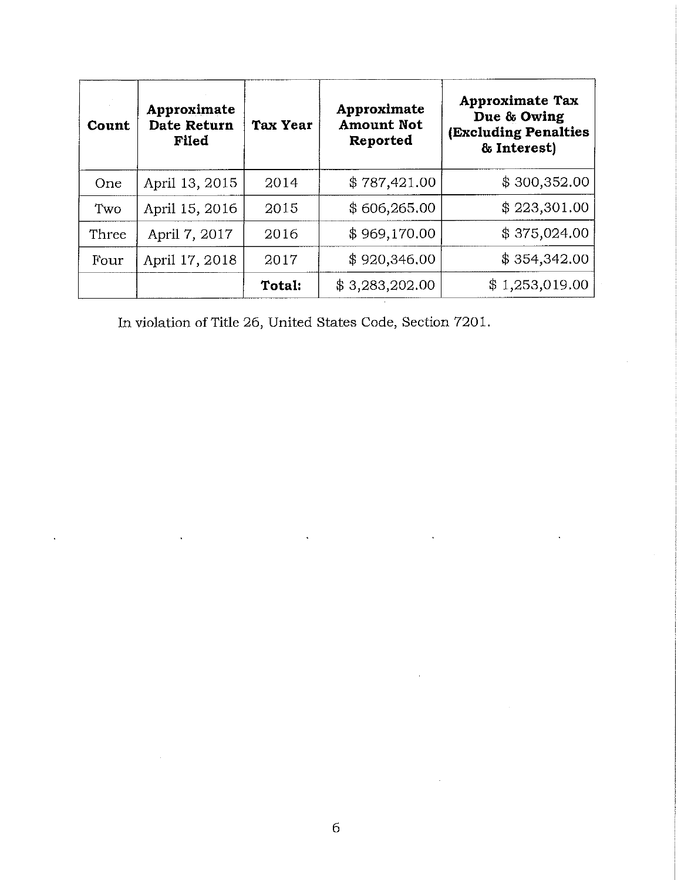| Count | Approximate Date Return Filed | Tax Year | Approximate Amount Not Reported | Approximate Tax Due & Owing (Excluding Penalties & Interest) |
|---|---|---|---|---|
| One | April 13, 2015 | 2014 | $ 787,421.00 | $ 300,352.00 |
| Two | April 15, 2016 | 2015 | $ 606,265.00 | $ 223,301.00 |
| Three | April 7, 2017 | 2016 | $ 969,170.00 | $ 375,024.00 |
| Four | April 17, 2018 | 2017 | $ 920,346.00 | $ 354,342.00 |
| | | **Total:** | $ 3,283,202.00 | $ 1,253,019.00 |

In violation of Title 26, United States Code, Section 7201.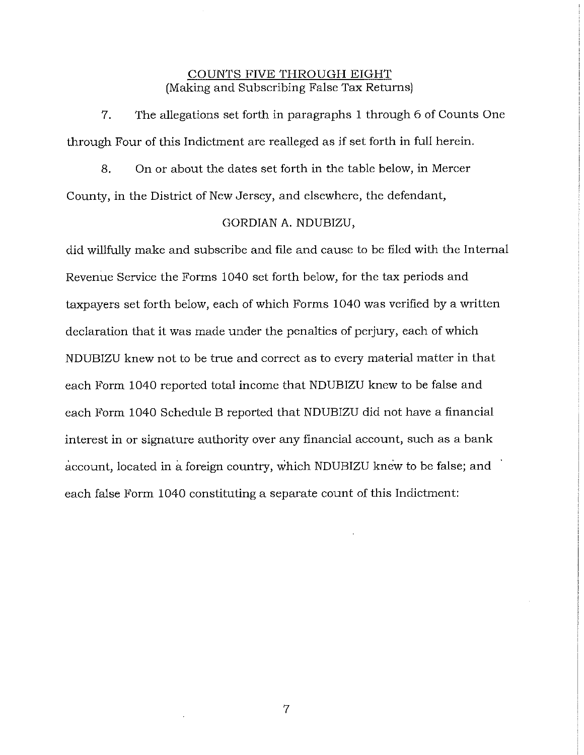## COUNTS FIVE THROUGH EIGHT
(Making and Subscribing False Tax Returns)

7. The allegations set forth in paragraphs 1 through 6 of Counts One through Four of this Indictment are realleged as if set forth in full herein.

8. On or about the dates set forth in the table below, in Mercer County, in the District of New Jersey, and elsewhere, the defendant,

GORDIAN A. NDUBIZU,

did willfully make and subscribe and file and cause to be filed with the Internal Revenue Service the Forms 1040 set forth below, for the tax periods and taxpayers set forth below, each of which Forms 1040 was verified by a written declaration that it was made under the penalties of perjury, each of which NDUBIZU knew not to be true and correct as to every material matter in that each Form 1040 reported total income that NDUBIZU knew to be false and each Form 1040 Schedule B reported that NDUBIZU did not have a financial interest in or signature authority over any financial account, such as a bank account, located in a foreign country, which NDUBIZU knew to be false; and each false Form 1040 constituting a separate count of this Indictment: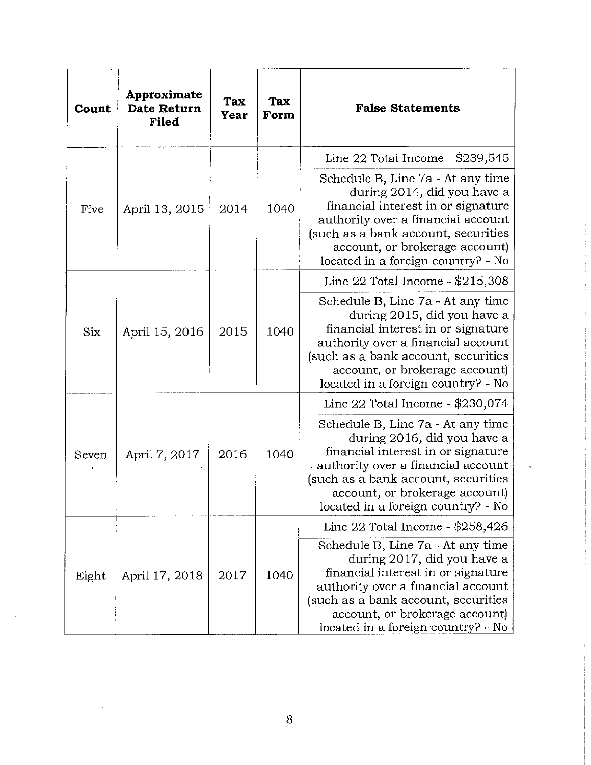| Count | Approximate Date Return Filed | Tax Year | Tax Form | False Statements |
|---|---|---|---|---|
| Five | April 13, 2015 | 2014 | 1040 | Line 22 Total Income - $239,545 |
| | | | | Schedule B, Line 7a - At any time during 2014, did you have a financial interest in or signature authority over a financial account (such as a bank account, securities account, or brokerage account) located in a foreign country? - No |
| Six | April 15, 2016 | 2015 | 1040 | Line 22 Total Income - $215,308 |
| | | | | Schedule B, Line 7a - At any time during 2015, did you have a financial interest in or signature authority over a financial account (such as a bank account, securities account, or brokerage account) located in a foreign country? - No |
| Seven | April 7, 2017 | 2016 | 1040 | Line 22 Total Income - $230,074 |
| | | | | Schedule B, Line 7a - At any time during 2016, did you have a financial interest in or signature authority over a financial account (such as a bank account, securities account, or brokerage account) located in a foreign country? - No |
| Eight | April 17, 2018 | 2017 | 1040 | Line 22 Total Income - $258,426 |
| | | | | Schedule B, Line 7a - At any time during 2017, did you have a financial interest in or signature authority over a financial account (such as a bank account, securities account, or brokerage account) located in a foreign country? - No |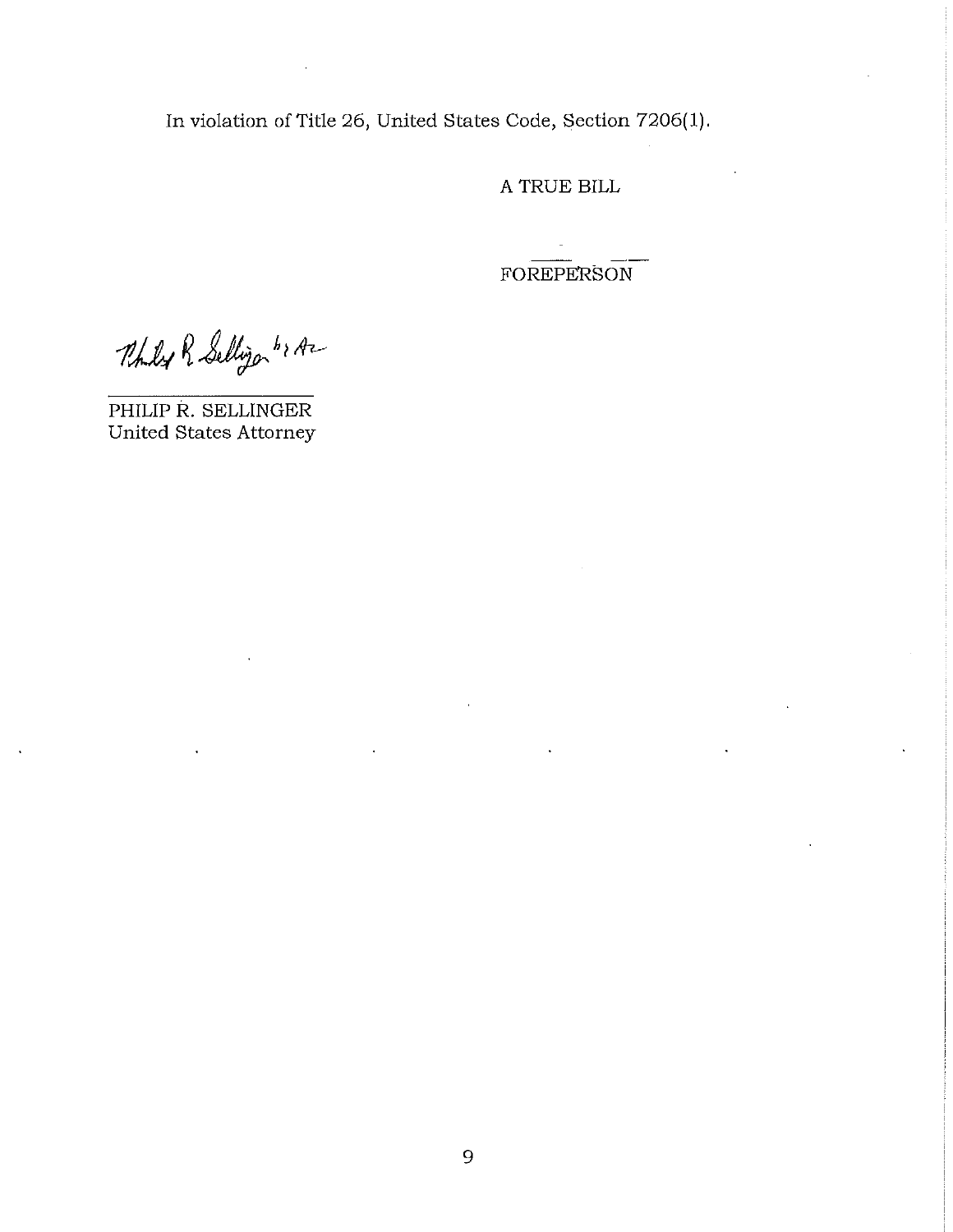In violation of Title 26, United States Code, Section 7206(1).

A TRUE BILL

FOREPERSON

Philip R. Sellinger by A-

PHILIP R. SELLINGER
United States Attorney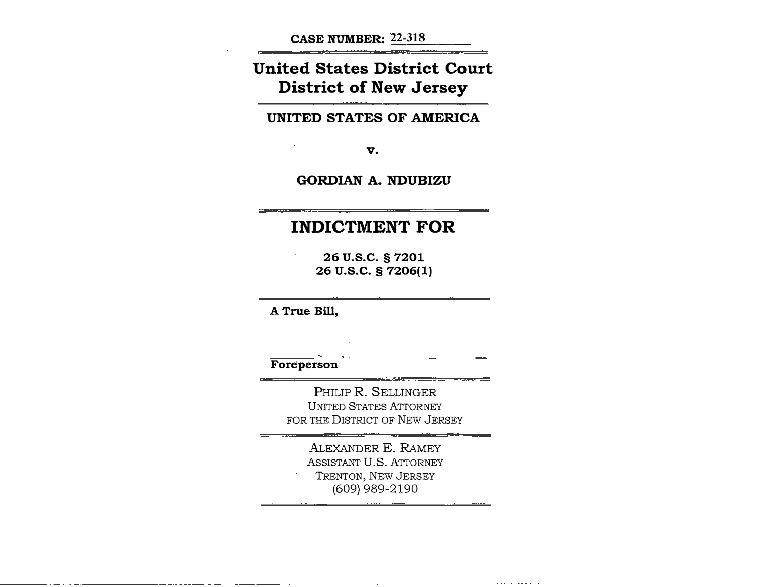**CASE NUMBER:** 22-318

# United States District Court
# District of New Jersey

**UNITED STATES OF AMERICA**

**v.**

**GORDIAN A. NDUBIZU**

## INDICTMENT FOR

**26 U.S.C. § 7201**
**26 U.S.C. § 7206(1)**

**A True Bill,**

______________________________
**Foreperson**

PHILIP R. SELLINGER
UNITED STATES ATTORNEY
FOR THE DISTRICT OF NEW JERSEY

ALEXANDER E. RAMEY
ASSISTANT U.S. ATTORNEY
TRENTON, NEW JERSEY
(609) 989-2190